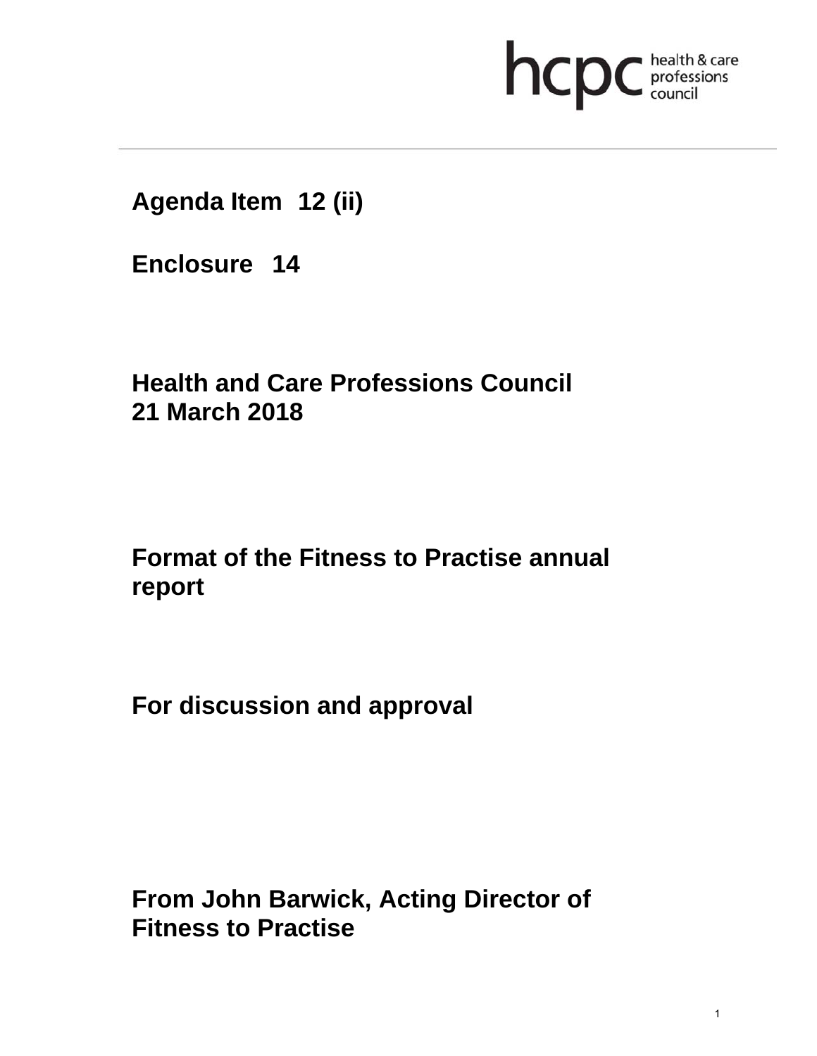hcpc health & care professions council

**Agenda Item 12 (ii)**

**Enclosure 14**

**Health and Care Professions Council**
**21 March 2018**

# Format of the Fitness to Practise annual report

**For discussion and approval**

**From John Barwick, Acting Director of Fitness to Practise**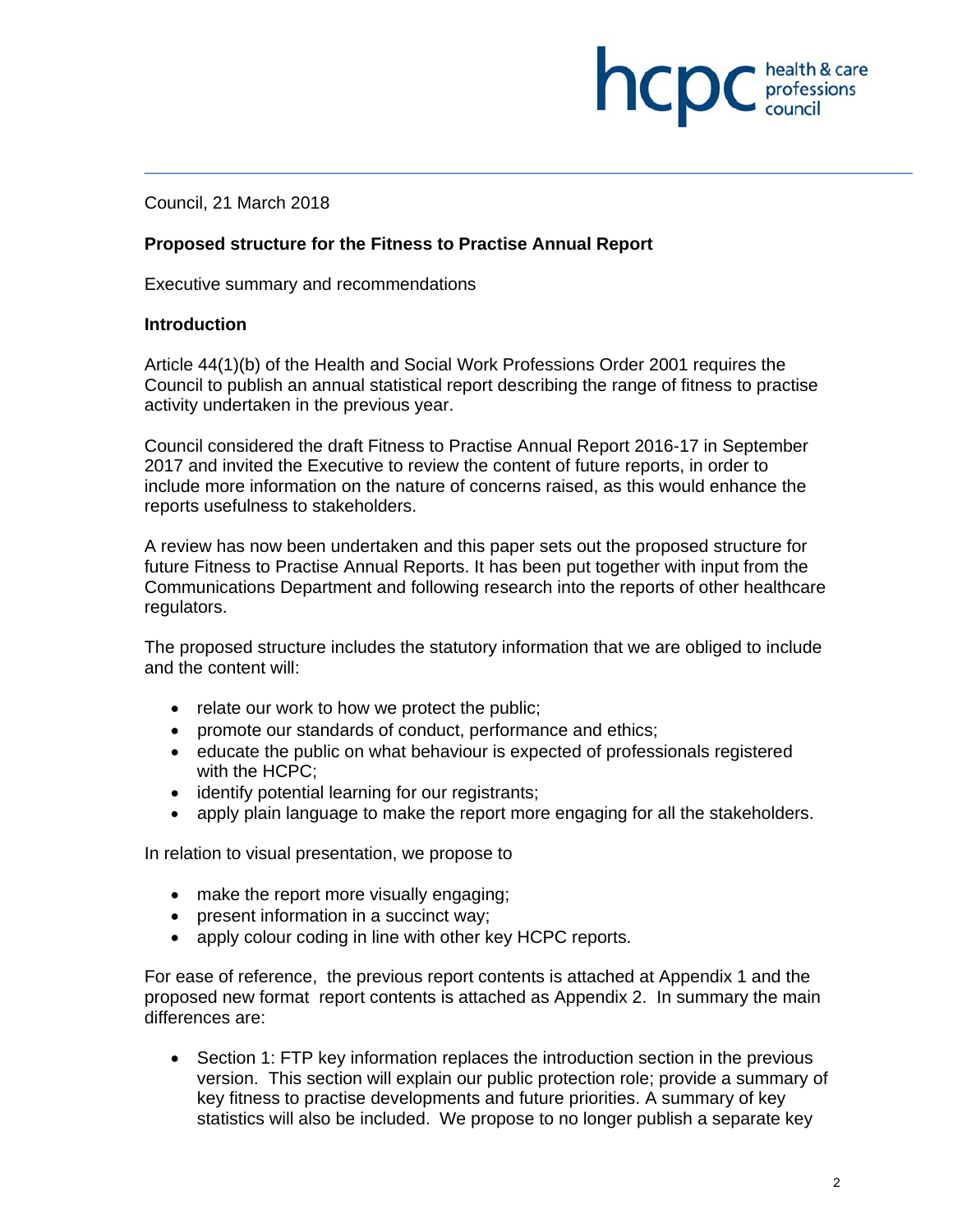Council, 21 March 2018

**Proposed structure for the Fitness to Practise Annual Report**

Executive summary and recommendations

**Introduction**

Article 44(1)(b) of the Health and Social Work Professions Order 2001 requires the Council to publish an annual statistical report describing the range of fitness to practise activity undertaken in the previous year.

Council considered the draft Fitness to Practise Annual Report 2016-17 in September 2017 and invited the Executive to review the content of future reports, in order to include more information on the nature of concerns raised, as this would enhance the reports usefulness to stakeholders.

A review has now been undertaken and this paper sets out the proposed structure for future Fitness to Practise Annual Reports. It has been put together with input from the Communications Department and following research into the reports of other healthcare regulators.

The proposed structure includes the statutory information that we are obliged to include and the content will:

- relate our work to how we protect the public;
- promote our standards of conduct, performance and ethics;
- educate the public on what behaviour is expected of professionals registered with the HCPC;
- identify potential learning for our registrants;
- apply plain language to make the report more engaging for all the stakeholders.

In relation to visual presentation, we propose to

- make the report more visually engaging;
- present information in a succinct way;
- apply colour coding in line with other key HCPC reports.

For ease of reference, the previous report contents is attached at Appendix 1 and the proposed new format report contents is attached as Appendix 2. In summary the main differences are:

- Section 1: FTP key information replaces the introduction section in the previous version. This section will explain our public protection role; provide a summary of key fitness to practise developments and future priorities. A summary of key statistics will also be included. We propose to no longer publish a separate key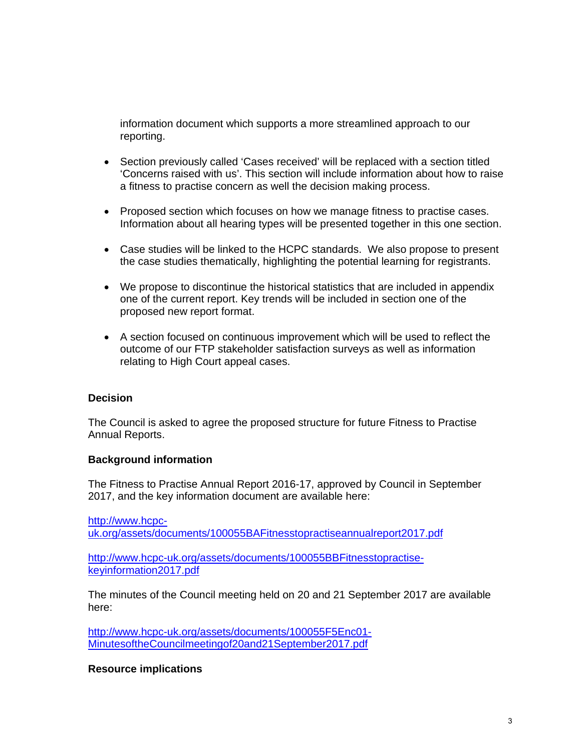information document which supports a more streamlined approach to our reporting.

- Section previously called 'Cases received' will be replaced with a section titled 'Concerns raised with us'. This section will include information about how to raise a fitness to practise concern as well the decision making process.

- Proposed section which focuses on how we manage fitness to practise cases. Information about all hearing types will be presented together in this one section.

- Case studies will be linked to the HCPC standards. We also propose to present the case studies thematically, highlighting the potential learning for registrants.

- We propose to discontinue the historical statistics that are included in appendix one of the current report. Key trends will be included in section one of the proposed new report format.

- A section focused on continuous improvement which will be used to reflect the outcome of our FTP stakeholder satisfaction surveys as well as information relating to High Court appeal cases.

**Decision**

The Council is asked to agree the proposed structure for future Fitness to Practise Annual Reports.

**Background information**

The Fitness to Practise Annual Report 2016-17, approved by Council in September 2017, and the key information document are available here:

http://www.hcpc-uk.org/assets/documents/100055BAFitnesstopractiseannualreport2017.pdf

http://www.hcpc-uk.org/assets/documents/100055BBFitnesstopractise-keyinformation2017.pdf

The minutes of the Council meeting held on 20 and 21 September 2017 are available here:

http://www.hcpc-uk.org/assets/documents/100055F5Enc01-MinutesoftheCouncilmeetingof20and21September2017.pdf

**Resource implications**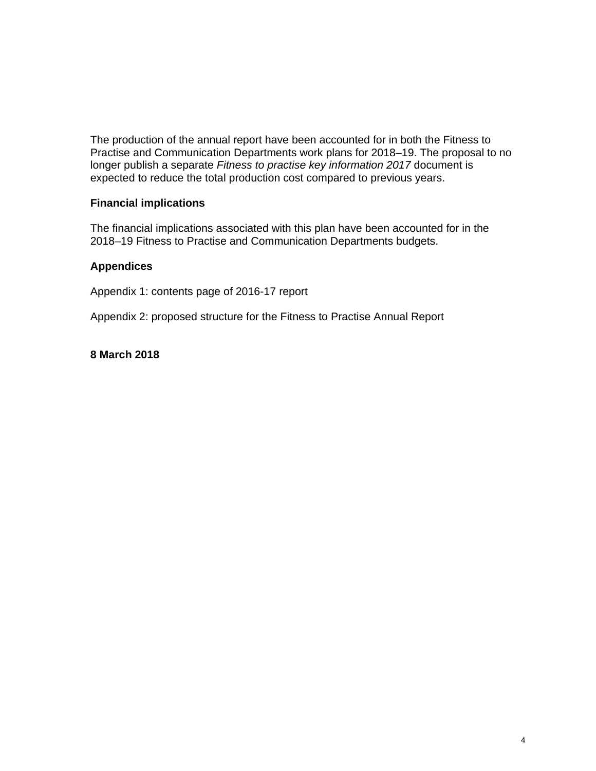The production of the annual report have been accounted for in both the Fitness to Practise and Communication Departments work plans for 2018–19. The proposal to no longer publish a separate *Fitness to practise key information 2017* document is expected to reduce the total production cost compared to previous years.

**Financial implications**

The financial implications associated with this plan have been accounted for in the 2018–19 Fitness to Practise and Communication Departments budgets.

**Appendices**

Appendix 1: contents page of 2016-17 report

Appendix 2: proposed structure for the Fitness to Practise Annual Report

**8 March 2018**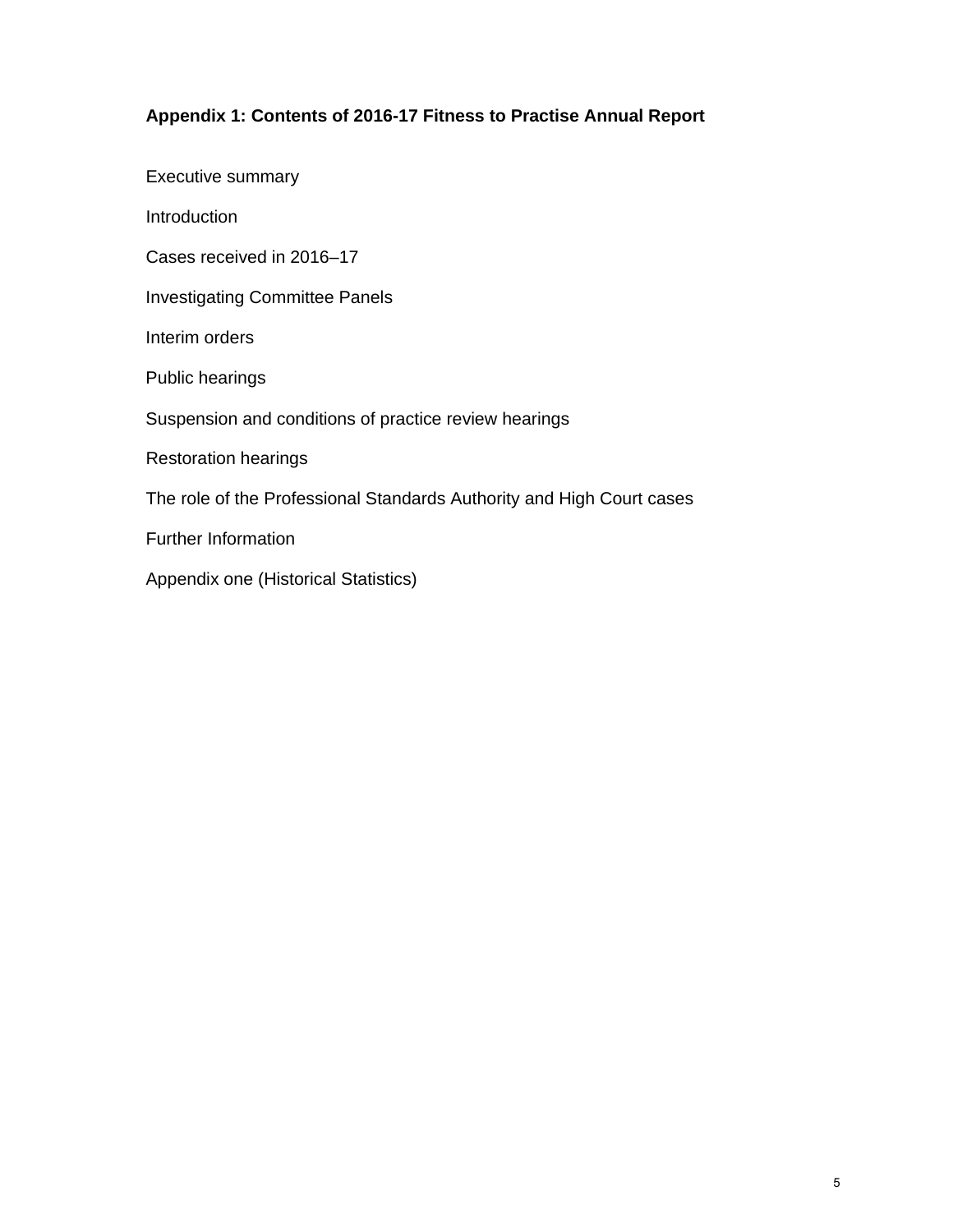**Appendix 1: Contents of 2016-17 Fitness to Practise Annual Report**

Executive summary

Introduction

Cases received in 2016–17

Investigating Committee Panels

Interim orders

Public hearings

Suspension and conditions of practice review hearings

Restoration hearings

The role of the Professional Standards Authority and High Court cases

Further Information

Appendix one (Historical Statistics)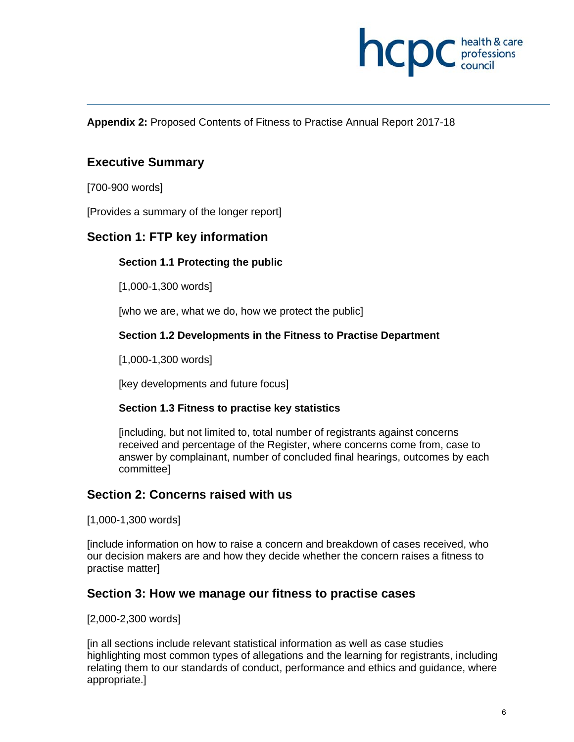**Appendix 2:** Proposed Contents of Fitness to Practise Annual Report 2017-18

## Executive Summary

[700-900 words]

[Provides a summary of the longer report]

## Section 1: FTP key information

### Section 1.1 Protecting the public

[1,000-1,300 words]

[who we are, what we do, how we protect the public]

### Section 1.2 Developments in the Fitness to Practise Department

[1,000-1,300 words]

[key developments and future focus]

### Section 1.3 Fitness to practise key statistics

[including, but not limited to, total number of registrants against concerns received and percentage of the Register, where concerns come from, case to answer by complainant, number of concluded final hearings, outcomes by each committee]

## Section 2: Concerns raised with us

[1,000-1,300 words]

[include information on how to raise a concern and breakdown of cases received, who our decision makers are and how they decide whether the concern raises a fitness to practise matter]

## Section 3: How we manage our fitness to practise cases

[2,000-2,300 words]

[in all sections include relevant statistical information as well as case studies highlighting most common types of allegations and the learning for registrants, including relating them to our standards of conduct, performance and ethics and guidance, where appropriate.]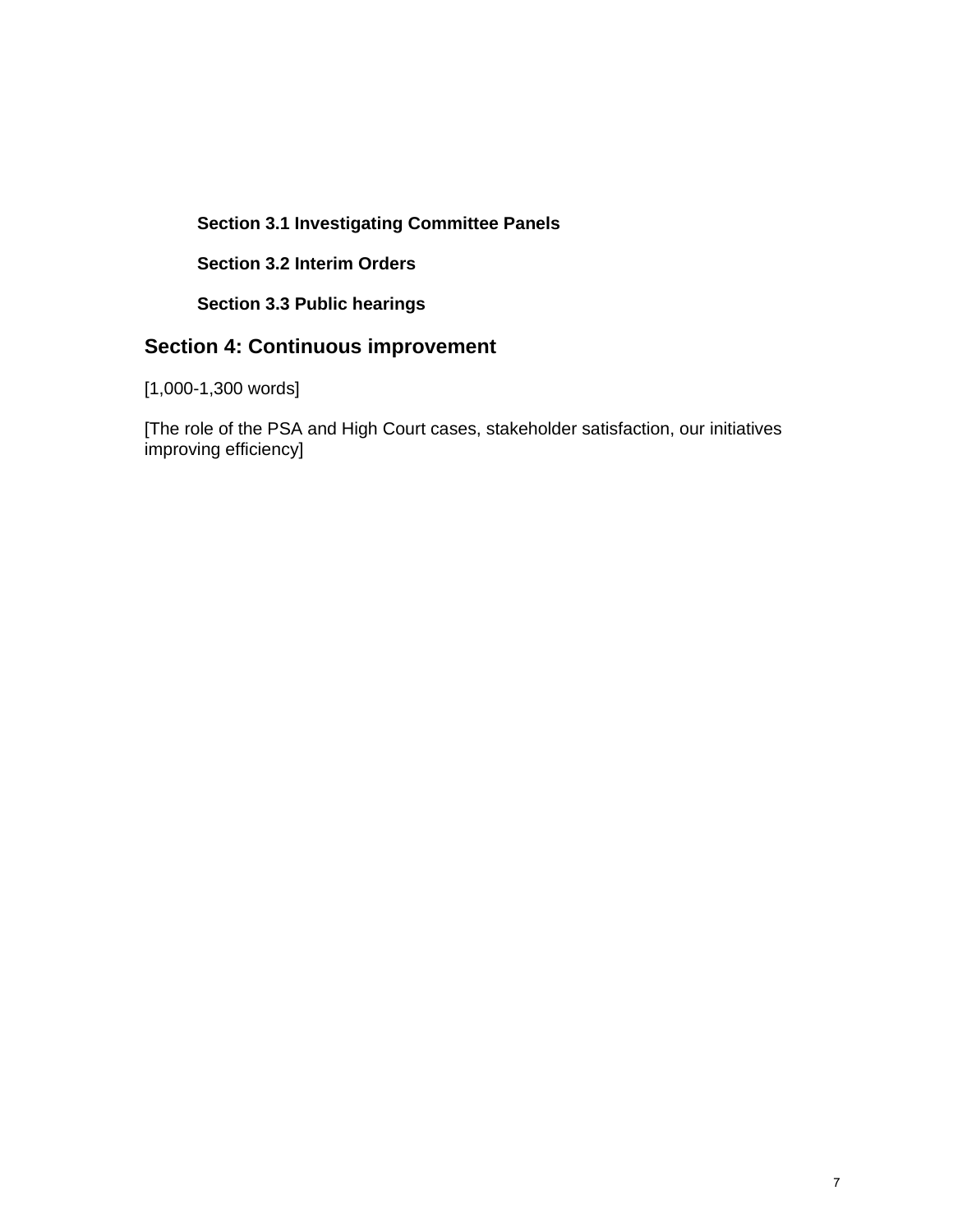### Section 3.1 Investigating Committee Panels

### Section 3.2 Interim Orders

### Section 3.3 Public hearings

## Section 4: Continuous improvement

[1,000-1,300 words]

[The role of the PSA and High Court cases, stakeholder satisfaction, our initiatives improving efficiency]